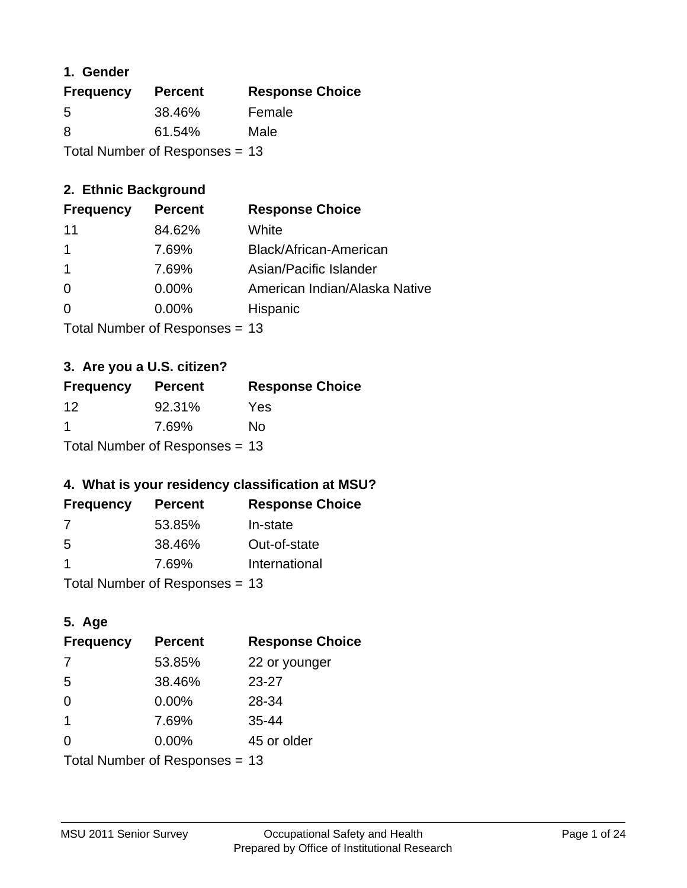### 1. Gender

| Frequency | Percent | Response Choice |
|---|---|---|
| 5 | 38.46% | Female |
| 8 | 61.54% | Male |

Total Number of Responses = 13

### 2. Ethnic Background

| Frequency | Percent | Response Choice |
|---|---|---|
| 11 | 84.62% | White |
| 1 | 7.69% | Black/African-American |
| 1 | 7.69% | Asian/Pacific Islander |
| 0 | 0.00% | American Indian/Alaska Native |
| 0 | 0.00% | Hispanic |

Total Number of Responses = 13

### 3. Are you a U.S. citizen?

| Frequency | Percent | Response Choice |
|---|---|---|
| 12 | 92.31% | Yes |
| 1 | 7.69% | No |

Total Number of Responses = 13

### 4. What is your residency classification at MSU?

| Frequency | Percent | Response Choice |
|---|---|---|
| 7 | 53.85% | In-state |
| 5 | 38.46% | Out-of-state |
| 1 | 7.69% | International |

Total Number of Responses = 13

### 5. Age

| Frequency | Percent | Response Choice |
|---|---|---|
| 7 | 53.85% | 22 or younger |
| 5 | 38.46% | 23-27 |
| 0 | 0.00% | 28-34 |
| 1 | 7.69% | 35-44 |
| 0 | 0.00% | 45 or older |

Total Number of Responses = 13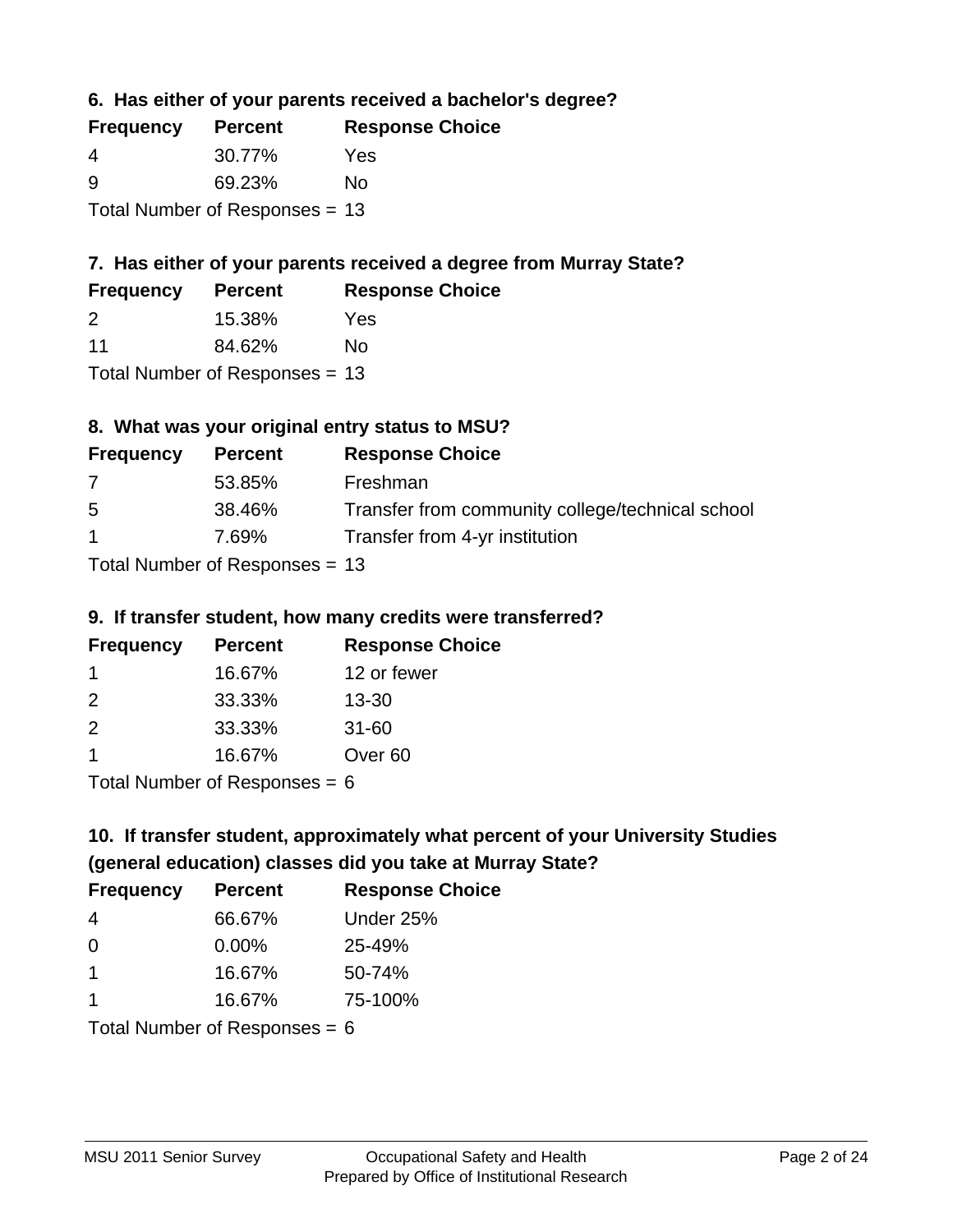### 6. Has either of your parents received a bachelor's degree?

| Frequency | Percent | Response Choice |
|---|---|---|
| 4 | 30.77% | Yes |
| 9 | 69.23% | No |

Total Number of Responses = 13

### 7. Has either of your parents received a degree from Murray State?

| Frequency | Percent | Response Choice |
|---|---|---|
| 2 | 15.38% | Yes |
| 11 | 84.62% | No |

Total Number of Responses = 13

### 8. What was your original entry status to MSU?

| Frequency | Percent | Response Choice |
|---|---|---|
| 7 | 53.85% | Freshman |
| 5 | 38.46% | Transfer from community college/technical school |
| 1 | 7.69% | Transfer from 4-yr institution |

Total Number of Responses = 13

### 9. If transfer student, how many credits were transferred?

| Frequency | Percent | Response Choice |
|---|---|---|
| 1 | 16.67% | 12 or fewer |
| 2 | 33.33% | 13-30 |
| 2 | 33.33% | 31-60 |
| 1 | 16.67% | Over 60 |

Total Number of Responses = 6

### 10. If transfer student, approximately what percent of your University Studies (general education) classes did you take at Murray State?

| Frequency | Percent | Response Choice |
|---|---|---|
| 4 | 66.67% | Under 25% |
| 0 | 0.00% | 25-49% |
| 1 | 16.67% | 50-74% |
| 1 | 16.67% | 75-100% |

Total Number of Responses = 6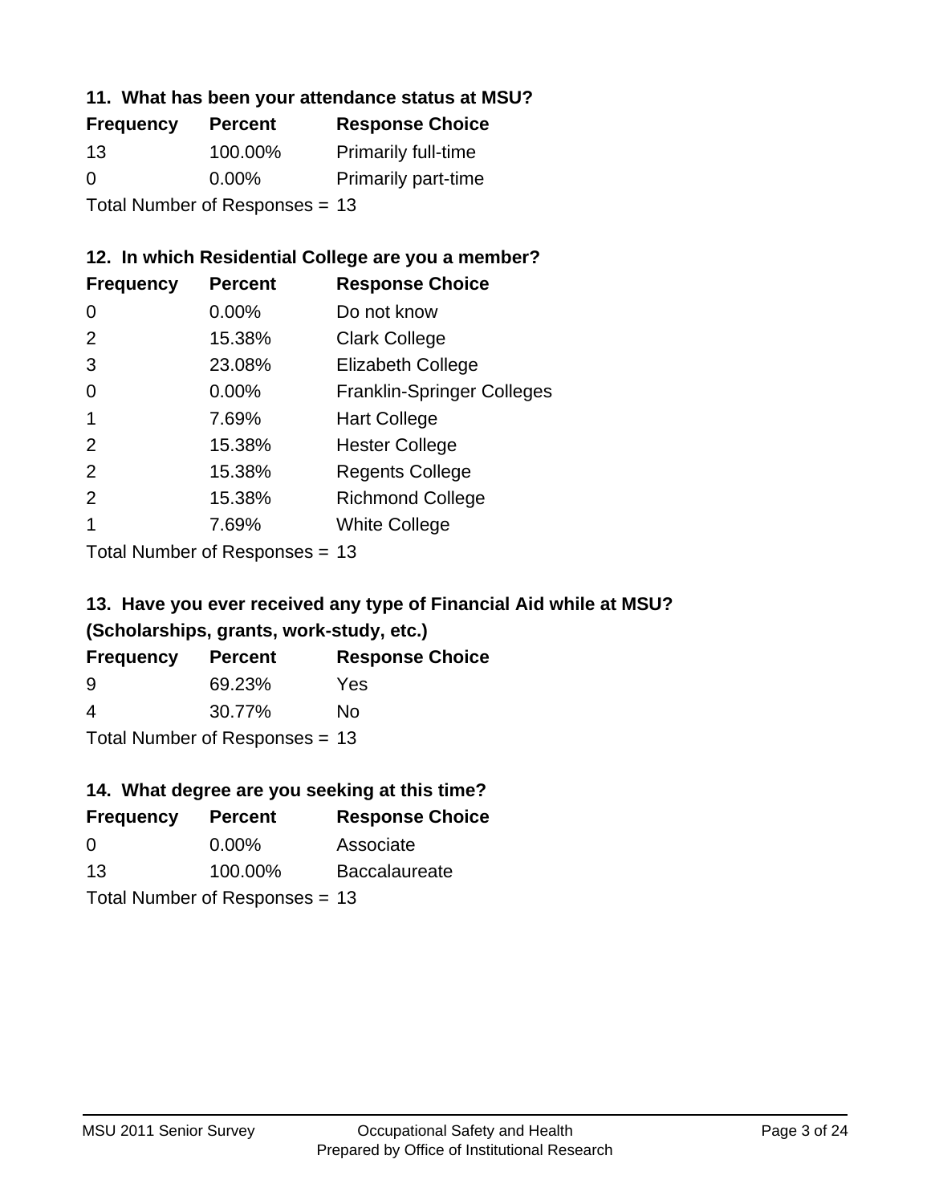### 11. What has been your attendance status at MSU?

| Frequency | Percent | Response Choice |
|---|---|---|
| 13 | 100.00% | Primarily full-time |
| 0 | 0.00% | Primarily part-time |

Total Number of Responses = 13

### 12. In which Residential College are you a member?

| Frequency | Percent | Response Choice |
|---|---|---|
| 0 | 0.00% | Do not know |
| 2 | 15.38% | Clark College |
| 3 | 23.08% | Elizabeth College |
| 0 | 0.00% | Franklin-Springer Colleges |
| 1 | 7.69% | Hart College |
| 2 | 15.38% | Hester College |
| 2 | 15.38% | Regents College |
| 2 | 15.38% | Richmond College |
| 1 | 7.69% | White College |

Total Number of Responses = 13

### 13. Have you ever received any type of Financial Aid while at MSU? (Scholarships, grants, work-study, etc.)

| Frequency | Percent | Response Choice |
|---|---|---|
| 9 | 69.23% | Yes |
| 4 | 30.77% | No |

Total Number of Responses = 13

### 14. What degree are you seeking at this time?

| Frequency | Percent | Response Choice |
|---|---|---|
| 0 | 0.00% | Associate |
| 13 | 100.00% | Baccalaureate |

Total Number of Responses = 13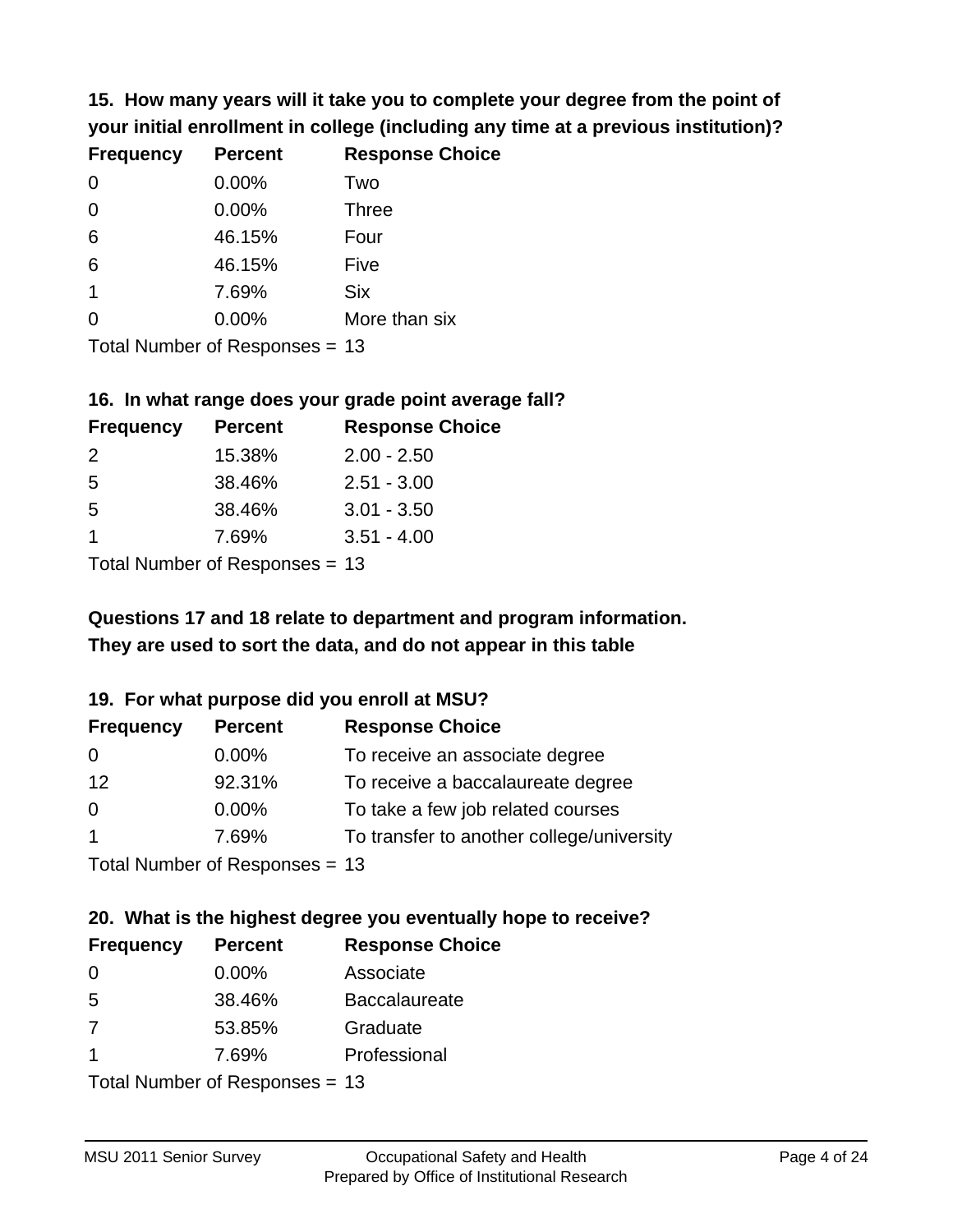### 15. How many years will it take you to complete your degree from the point of your initial enrollment in college (including any time at a previous institution)?

| Frequency | Percent | Response Choice |
|---|---|---|
| 0 | 0.00% | Two |
| 0 | 0.00% | Three |
| 6 | 46.15% | Four |
| 6 | 46.15% | Five |
| 1 | 7.69% | Six |
| 0 | 0.00% | More than six |

Total Number of Responses = 13

### 16. In what range does your grade point average fall?

| Frequency | Percent | Response Choice |
|---|---|---|
| 2 | 15.38% | 2.00 - 2.50 |
| 5 | 38.46% | 2.51 - 3.00 |
| 5 | 38.46% | 3.01 - 3.50 |
| 1 | 7.69% | 3.51 - 4.00 |

Total Number of Responses = 13

**Questions 17 and 18 relate to department and program information. They are used to sort the data, and do not appear in this table**

### 19. For what purpose did you enroll at MSU?

| Frequency | Percent | Response Choice |
|---|---|---|
| 0 | 0.00% | To receive an associate degree |
| 12 | 92.31% | To receive a baccalaureate degree |
| 0 | 0.00% | To take a few job related courses |
| 1 | 7.69% | To transfer to another college/university |

Total Number of Responses = 13

### 20. What is the highest degree you eventually hope to receive?

| Frequency | Percent | Response Choice |
|---|---|---|
| 0 | 0.00% | Associate |
| 5 | 38.46% | Baccalaureate |
| 7 | 53.85% | Graduate |
| 1 | 7.69% | Professional |

Total Number of Responses = 13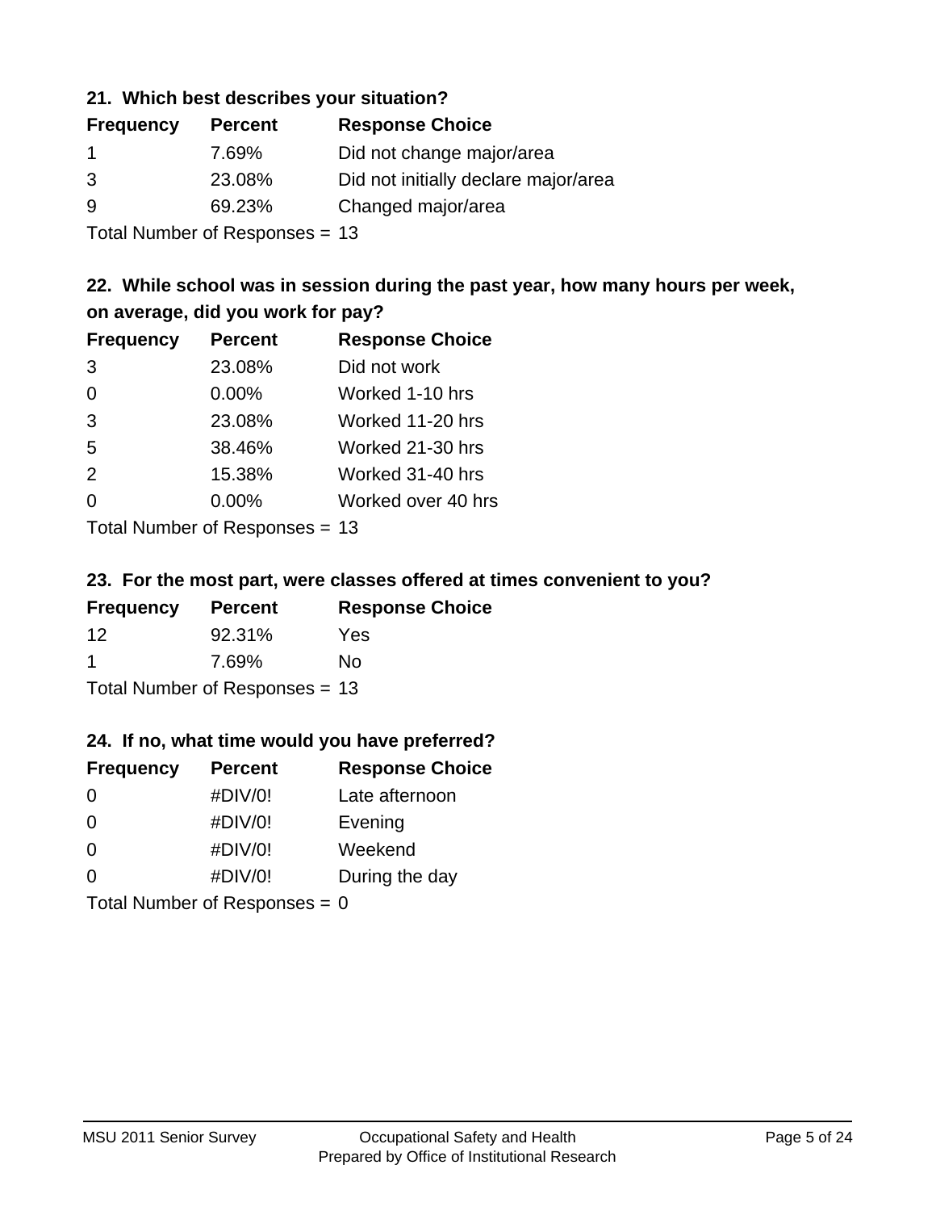### 21. Which best describes your situation?

| Frequency | Percent | Response Choice |
| --- | --- | --- |
| 1 | 7.69% | Did not change major/area |
| 3 | 23.08% | Did not initially declare major/area |
| 9 | 69.23% | Changed major/area |

Total Number of Responses = 13

### 22. While school was in session during the past year, how many hours per week, on average, did you work for pay?

| Frequency | Percent | Response Choice |
| --- | --- | --- |
| 3 | 23.08% | Did not work |
| 0 | 0.00% | Worked 1-10 hrs |
| 3 | 23.08% | Worked 11-20 hrs |
| 5 | 38.46% | Worked 21-30 hrs |
| 2 | 15.38% | Worked 31-40 hrs |
| 0 | 0.00% | Worked over 40 hrs |

Total Number of Responses = 13

### 23. For the most part, were classes offered at times convenient to you?

| Frequency | Percent | Response Choice |
| --- | --- | --- |
| 12 | 92.31% | Yes |
| 1 | 7.69% | No |

Total Number of Responses = 13

### 24. If no, what time would you have preferred?

| Frequency | Percent | Response Choice |
| --- | --- | --- |
| 0 | #DIV/0! | Late afternoon |
| 0 | #DIV/0! | Evening |
| 0 | #DIV/0! | Weekend |
| 0 | #DIV/0! | During the day |

Total Number of Responses = 0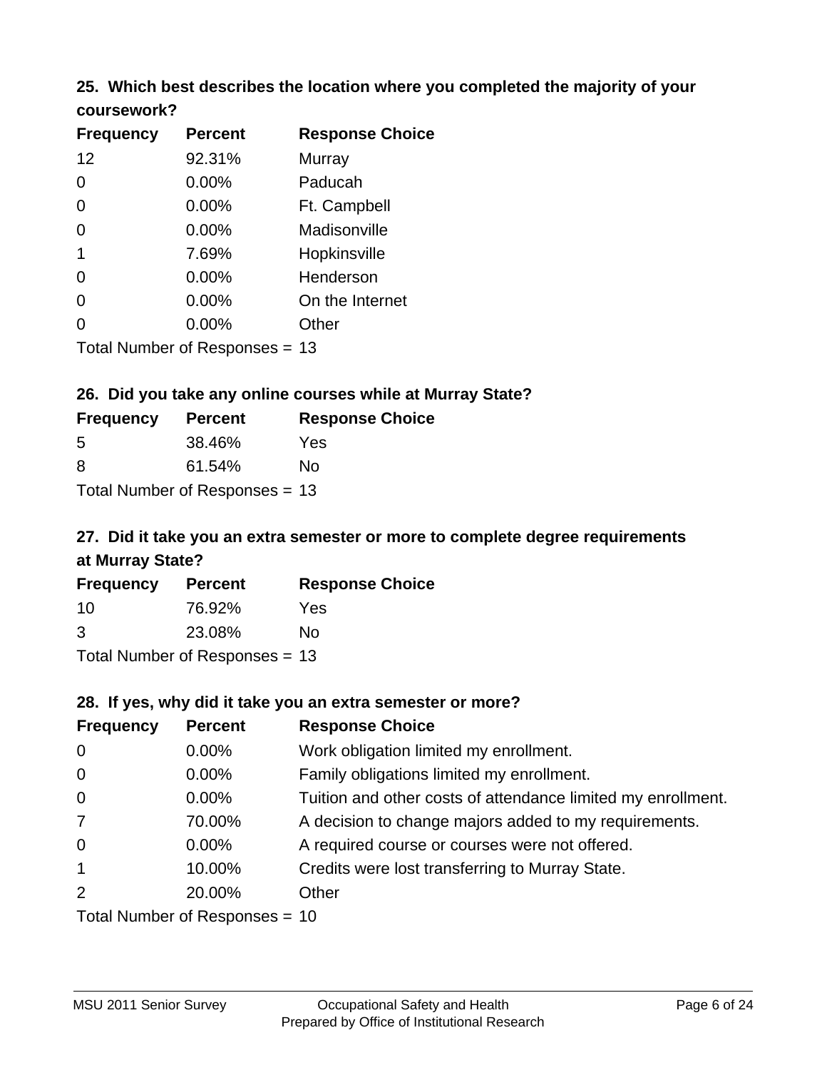### 25. Which best describes the location where you completed the majority of your coursework?

| Frequency | Percent | Response Choice |
|---|---|---|
| 12 | 92.31% | Murray |
| 0 | 0.00% | Paducah |
| 0 | 0.00% | Ft. Campbell |
| 0 | 0.00% | Madisonville |
| 1 | 7.69% | Hopkinsville |
| 0 | 0.00% | Henderson |
| 0 | 0.00% | On the Internet |
| 0 | 0.00% | Other |

Total Number of Responses = 13

### 26. Did you take any online courses while at Murray State?

| Frequency | Percent | Response Choice |
|---|---|---|
| 5 | 38.46% | Yes |
| 8 | 61.54% | No |

Total Number of Responses = 13

### 27. Did it take you an extra semester or more to complete degree requirements at Murray State?

| Frequency | Percent | Response Choice |
|---|---|---|
| 10 | 76.92% | Yes |
| 3 | 23.08% | No |

Total Number of Responses = 13

### 28. If yes, why did it take you an extra semester or more?

| Frequency | Percent | Response Choice |
|---|---|---|
| 0 | 0.00% | Work obligation limited my enrollment. |
| 0 | 0.00% | Family obligations limited my enrollment. |
| 0 | 0.00% | Tuition and other costs of attendance limited my enrollment. |
| 7 | 70.00% | A decision to change majors added to my requirements. |
| 0 | 0.00% | A required course or courses were not offered. |
| 1 | 10.00% | Credits were lost transferring to Murray State. |
| 2 | 20.00% | Other |

Total Number of Responses = 10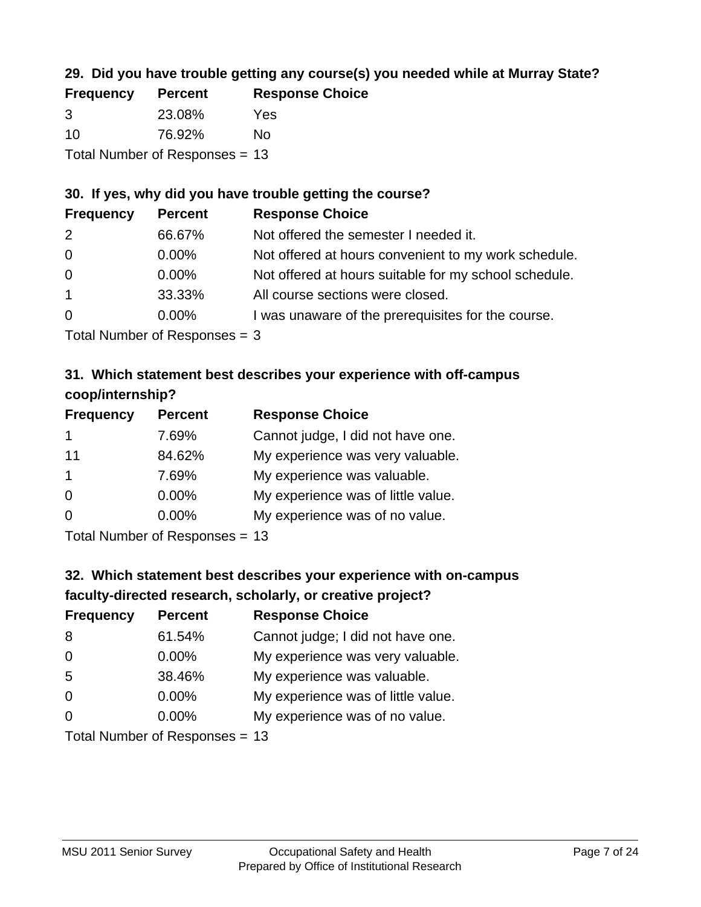### 29. Did you have trouble getting any course(s) you needed while at Murray State?

| Frequency | Percent | Response Choice |
|---|---|---|
| 3 | 23.08% | Yes |
| 10 | 76.92% | No |

Total Number of Responses = 13

### 30. If yes, why did you have trouble getting the course?

| Frequency | Percent | Response Choice |
|---|---|---|
| 2 | 66.67% | Not offered the semester I needed it. |
| 0 | 0.00% | Not offered at hours convenient to my work schedule. |
| 0 | 0.00% | Not offered at hours suitable for my school schedule. |
| 1 | 33.33% | All course sections were closed. |
| 0 | 0.00% | I was unaware of the prerequisites for the course. |

Total Number of Responses = 3

### 31. Which statement best describes your experience with off-campus coop/internship?

| Frequency | Percent | Response Choice |
|---|---|---|
| 1 | 7.69% | Cannot judge, I did not have one. |
| 11 | 84.62% | My experience was very valuable. |
| 1 | 7.69% | My experience was valuable. |
| 0 | 0.00% | My experience was of little value. |
| 0 | 0.00% | My experience was of no value. |

Total Number of Responses = 13

### 32. Which statement best describes your experience with on-campus faculty-directed research, scholarly, or creative project?

| Frequency | Percent | Response Choice |
|---|---|---|
| 8 | 61.54% | Cannot judge; I did not have one. |
| 0 | 0.00% | My experience was very valuable. |
| 5 | 38.46% | My experience was valuable. |
| 0 | 0.00% | My experience was of little value. |
| 0 | 0.00% | My experience was of no value. |

Total Number of Responses = 13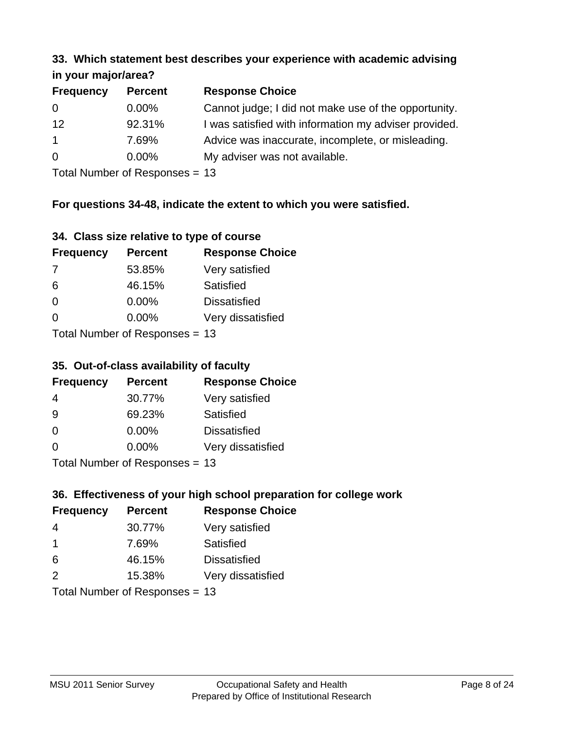### 33. Which statement best describes your experience with academic advising in your major/area?

| Frequency | Percent | Response Choice |
|---|---|---|
| 0 | 0.00% | Cannot judge; I did not make use of the opportunity. |
| 12 | 92.31% | I was satisfied with information my adviser provided. |
| 1 | 7.69% | Advice was inaccurate, incomplete, or misleading. |
| 0 | 0.00% | My adviser was not available. |

Total Number of Responses = 13

**For questions 34-48, indicate the extent to which you were satisfied.**

### 34. Class size relative to type of course

| Frequency | Percent | Response Choice |
|---|---|---|
| 7 | 53.85% | Very satisfied |
| 6 | 46.15% | Satisfied |
| 0 | 0.00% | Dissatisfied |
| 0 | 0.00% | Very dissatisfied |

Total Number of Responses = 13

### 35. Out-of-class availability of faculty

| Frequency | Percent | Response Choice |
|---|---|---|
| 4 | 30.77% | Very satisfied |
| 9 | 69.23% | Satisfied |
| 0 | 0.00% | Dissatisfied |
| 0 | 0.00% | Very dissatisfied |

Total Number of Responses = 13

### 36. Effectiveness of your high school preparation for college work

| Frequency | Percent | Response Choice |
|---|---|---|
| 4 | 30.77% | Very satisfied |
| 1 | 7.69% | Satisfied |
| 6 | 46.15% | Dissatisfied |
| 2 | 15.38% | Very dissatisfied |

Total Number of Responses = 13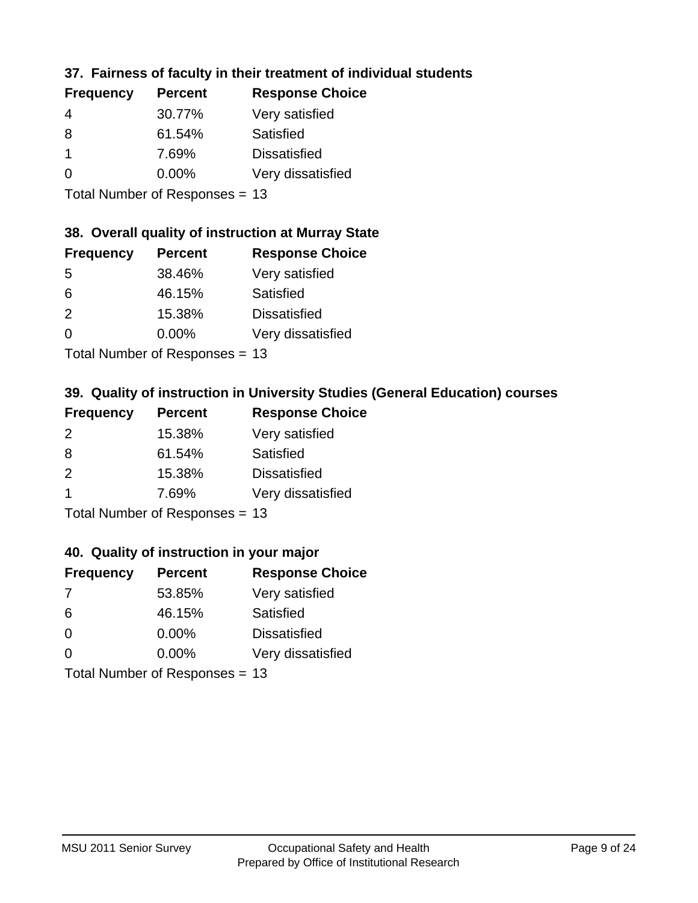### 37. Fairness of faculty in their treatment of individual students

| Frequency | Percent | Response Choice |
|---|---|---|
| 4 | 30.77% | Very satisfied |
| 8 | 61.54% | Satisfied |
| 1 | 7.69% | Dissatisfied |
| 0 | 0.00% | Very dissatisfied |

Total Number of Responses = 13

### 38. Overall quality of instruction at Murray State

| Frequency | Percent | Response Choice |
|---|---|---|
| 5 | 38.46% | Very satisfied |
| 6 | 46.15% | Satisfied |
| 2 | 15.38% | Dissatisfied |
| 0 | 0.00% | Very dissatisfied |

Total Number of Responses = 13

### 39. Quality of instruction in University Studies (General Education) courses

| Frequency | Percent | Response Choice |
|---|---|---|
| 2 | 15.38% | Very satisfied |
| 8 | 61.54% | Satisfied |
| 2 | 15.38% | Dissatisfied |
| 1 | 7.69% | Very dissatisfied |

Total Number of Responses = 13

### 40. Quality of instruction in your major

| Frequency | Percent | Response Choice |
|---|---|---|
| 7 | 53.85% | Very satisfied |
| 6 | 46.15% | Satisfied |
| 0 | 0.00% | Dissatisfied |
| 0 | 0.00% | Very dissatisfied |

Total Number of Responses = 13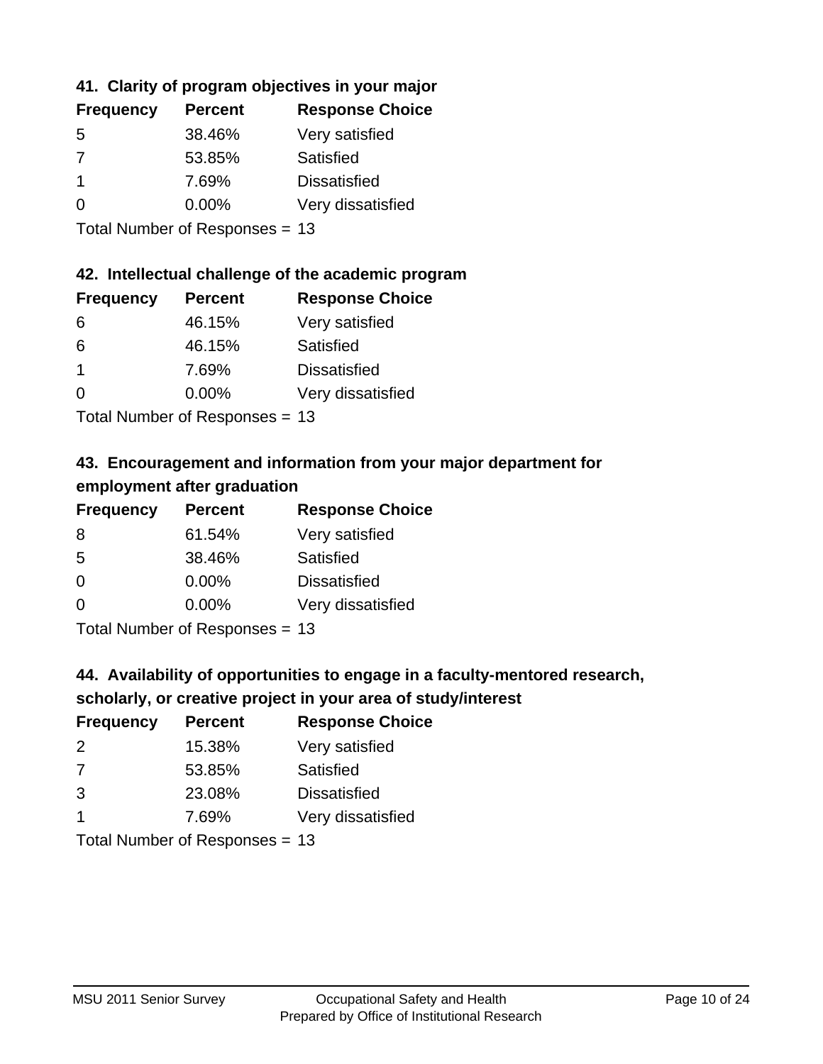### 41. Clarity of program objectives in your major

| Frequency | Percent | Response Choice |
|---|---|---|
| 5 | 38.46% | Very satisfied |
| 7 | 53.85% | Satisfied |
| 1 | 7.69% | Dissatisfied |
| 0 | 0.00% | Very dissatisfied |

Total Number of Responses = 13

### 42. Intellectual challenge of the academic program

| Frequency | Percent | Response Choice |
|---|---|---|
| 6 | 46.15% | Very satisfied |
| 6 | 46.15% | Satisfied |
| 1 | 7.69% | Dissatisfied |
| 0 | 0.00% | Very dissatisfied |

Total Number of Responses = 13

### 43. Encouragement and information from your major department for employment after graduation

| Frequency | Percent | Response Choice |
|---|---|---|
| 8 | 61.54% | Very satisfied |
| 5 | 38.46% | Satisfied |
| 0 | 0.00% | Dissatisfied |
| 0 | 0.00% | Very dissatisfied |

Total Number of Responses = 13

### 44. Availability of opportunities to engage in a faculty-mentored research, scholarly, or creative project in your area of study/interest

| Frequency | Percent | Response Choice |
|---|---|---|
| 2 | 15.38% | Very satisfied |
| 7 | 53.85% | Satisfied |
| 3 | 23.08% | Dissatisfied |
| 1 | 7.69% | Very dissatisfied |

Total Number of Responses = 13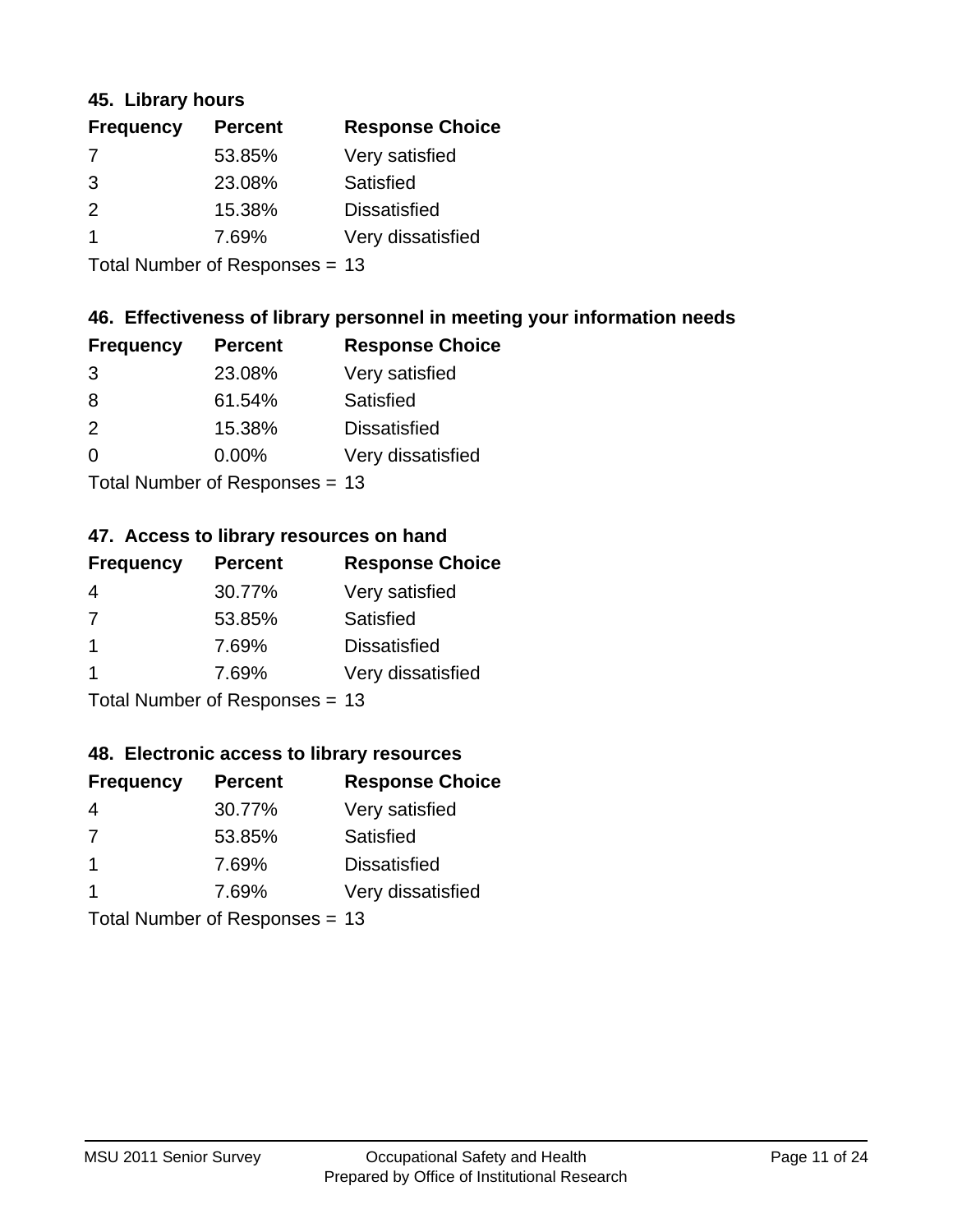### 45. Library hours

| Frequency | Percent | Response Choice |
| --- | --- | --- |
| 7 | 53.85% | Very satisfied |
| 3 | 23.08% | Satisfied |
| 2 | 15.38% | Dissatisfied |
| 1 | 7.69% | Very dissatisfied |

Total Number of Responses = 13

### 46. Effectiveness of library personnel in meeting your information needs

| Frequency | Percent | Response Choice |
| --- | --- | --- |
| 3 | 23.08% | Very satisfied |
| 8 | 61.54% | Satisfied |
| 2 | 15.38% | Dissatisfied |
| 0 | 0.00% | Very dissatisfied |

Total Number of Responses = 13

### 47. Access to library resources on hand

| Frequency | Percent | Response Choice |
| --- | --- | --- |
| 4 | 30.77% | Very satisfied |
| 7 | 53.85% | Satisfied |
| 1 | 7.69% | Dissatisfied |
| 1 | 7.69% | Very dissatisfied |

Total Number of Responses = 13

### 48. Electronic access to library resources

| Frequency | Percent | Response Choice |
| --- | --- | --- |
| 4 | 30.77% | Very satisfied |
| 7 | 53.85% | Satisfied |
| 1 | 7.69% | Dissatisfied |
| 1 | 7.69% | Very dissatisfied |

Total Number of Responses = 13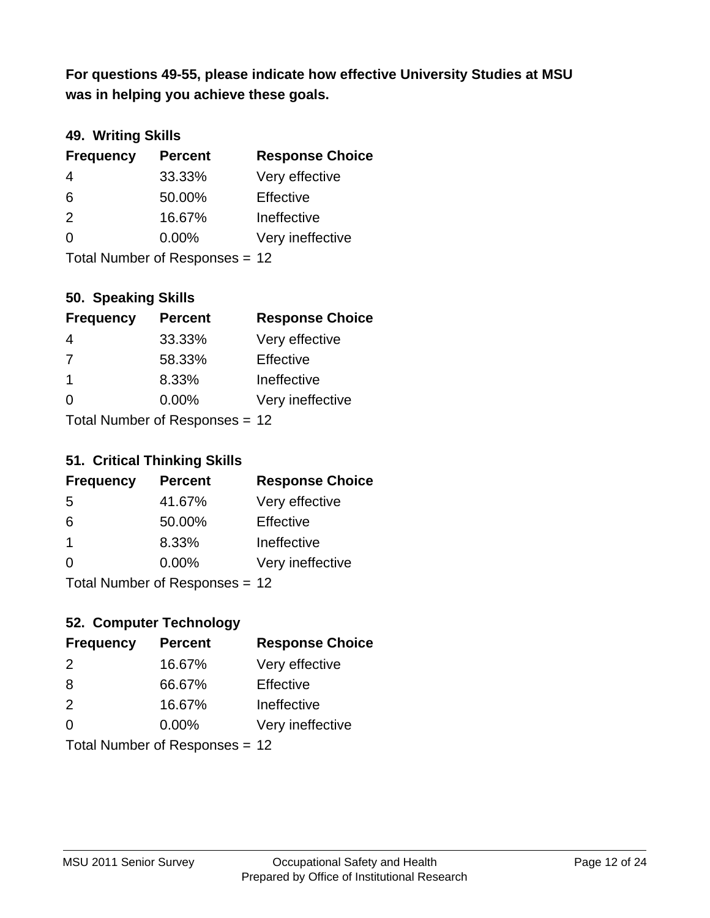**For questions 49-55, please indicate how effective University Studies at MSU was in helping you achieve these goals.**

### 49. Writing Skills

| Frequency | Percent | Response Choice |
|---|---|---|
| 4 | 33.33% | Very effective |
| 6 | 50.00% | Effective |
| 2 | 16.67% | Ineffective |
| 0 | 0.00% | Very ineffective |

Total Number of Responses = 12

### 50. Speaking Skills

| Frequency | Percent | Response Choice |
|---|---|---|
| 4 | 33.33% | Very effective |
| 7 | 58.33% | Effective |
| 1 | 8.33% | Ineffective |
| 0 | 0.00% | Very ineffective |

Total Number of Responses = 12

### 51. Critical Thinking Skills

| Frequency | Percent | Response Choice |
|---|---|---|
| 5 | 41.67% | Very effective |
| 6 | 50.00% | Effective |
| 1 | 8.33% | Ineffective |
| 0 | 0.00% | Very ineffective |

Total Number of Responses = 12

### 52. Computer Technology

| Frequency | Percent | Response Choice |
|---|---|---|
| 2 | 16.67% | Very effective |
| 8 | 66.67% | Effective |
| 2 | 16.67% | Ineffective |
| 0 | 0.00% | Very ineffective |

Total Number of Responses = 12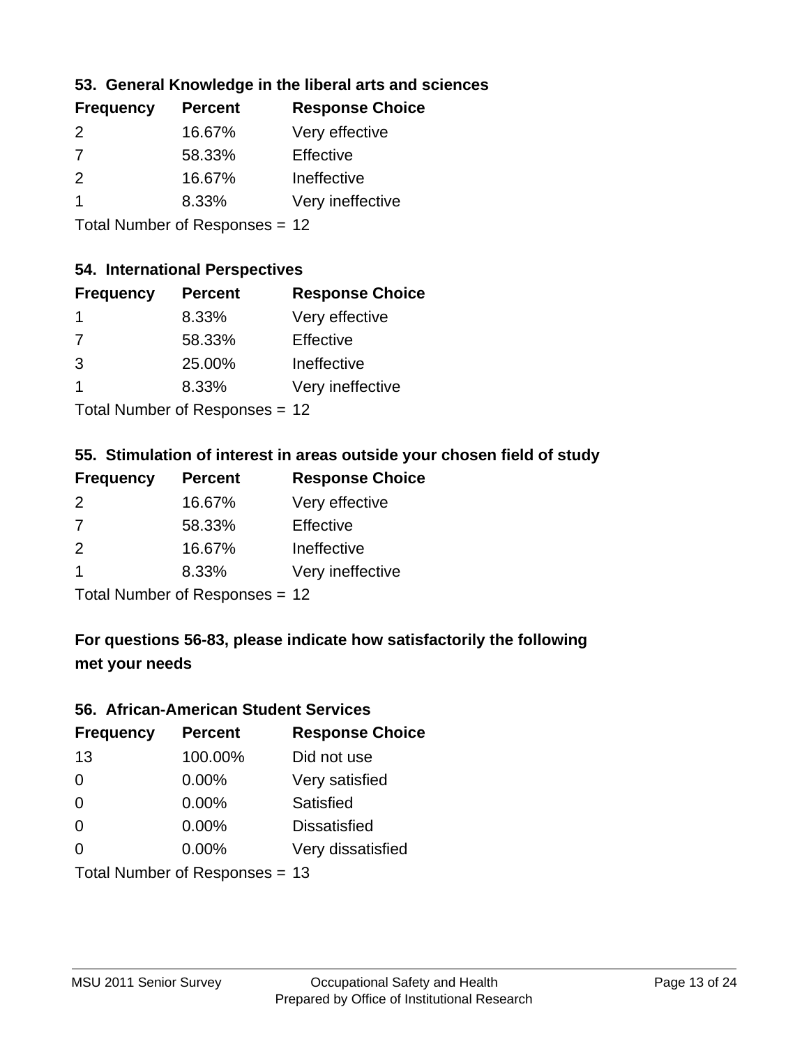### 53. General Knowledge in the liberal arts and sciences

| Frequency | Percent | Response Choice |
|---|---|---|
| 2 | 16.67% | Very effective |
| 7 | 58.33% | Effective |
| 2 | 16.67% | Ineffective |
| 1 | 8.33% | Very ineffective |

Total Number of Responses = 12

### 54. International Perspectives

| Frequency | Percent | Response Choice |
|---|---|---|
| 1 | 8.33% | Very effective |
| 7 | 58.33% | Effective |
| 3 | 25.00% | Ineffective |
| 1 | 8.33% | Very ineffective |

Total Number of Responses = 12

### 55. Stimulation of interest in areas outside your chosen field of study

| Frequency | Percent | Response Choice |
|---|---|---|
| 2 | 16.67% | Very effective |
| 7 | 58.33% | Effective |
| 2 | 16.67% | Ineffective |
| 1 | 8.33% | Very ineffective |

Total Number of Responses = 12

## For questions 56-83, please indicate how satisfactorily the following met your needs

### 56. African-American Student Services

| Frequency | Percent | Response Choice |
|---|---|---|
| 13 | 100.00% | Did not use |
| 0 | 0.00% | Very satisfied |
| 0 | 0.00% | Satisfied |
| 0 | 0.00% | Dissatisfied |
| 0 | 0.00% | Very dissatisfied |

Total Number of Responses = 13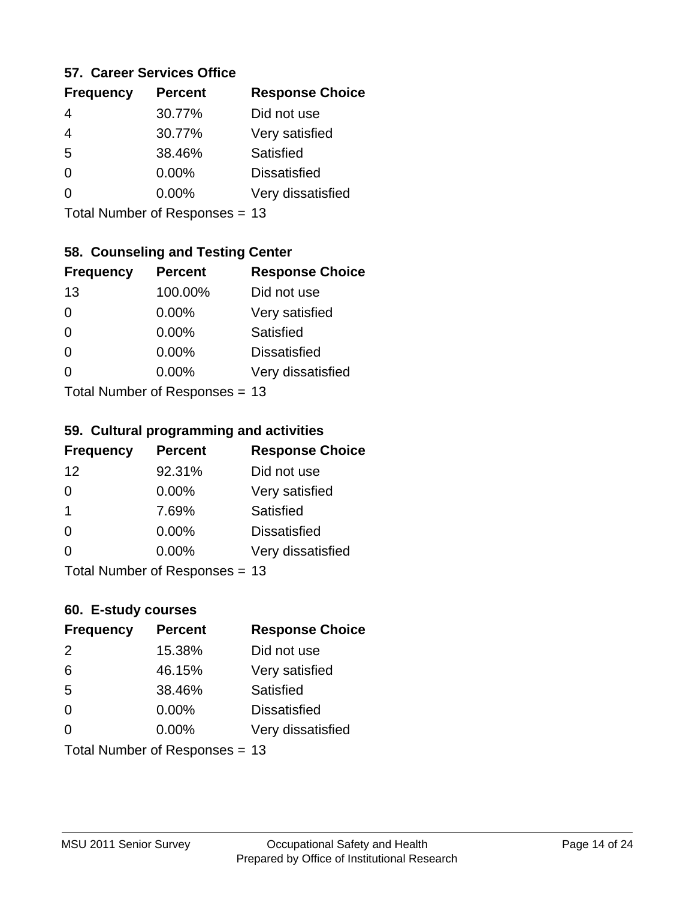### 57. Career Services Office

| Frequency | Percent | Response Choice |
|---|---|---|
| 4 | 30.77% | Did not use |
| 4 | 30.77% | Very satisfied |
| 5 | 38.46% | Satisfied |
| 0 | 0.00% | Dissatisfied |
| 0 | 0.00% | Very dissatisfied |

Total Number of Responses = 13

### 58. Counseling and Testing Center

| Frequency | Percent | Response Choice |
|---|---|---|
| 13 | 100.00% | Did not use |
| 0 | 0.00% | Very satisfied |
| 0 | 0.00% | Satisfied |
| 0 | 0.00% | Dissatisfied |
| 0 | 0.00% | Very dissatisfied |

Total Number of Responses = 13

### 59. Cultural programming and activities

| Frequency | Percent | Response Choice |
|---|---|---|
| 12 | 92.31% | Did not use |
| 0 | 0.00% | Very satisfied |
| 1 | 7.69% | Satisfied |
| 0 | 0.00% | Dissatisfied |
| 0 | 0.00% | Very dissatisfied |

Total Number of Responses = 13

### 60. E-study courses

| Frequency | Percent | Response Choice |
|---|---|---|
| 2 | 15.38% | Did not use |
| 6 | 46.15% | Very satisfied |
| 5 | 38.46% | Satisfied |
| 0 | 0.00% | Dissatisfied |
| 0 | 0.00% | Very dissatisfied |

Total Number of Responses = 13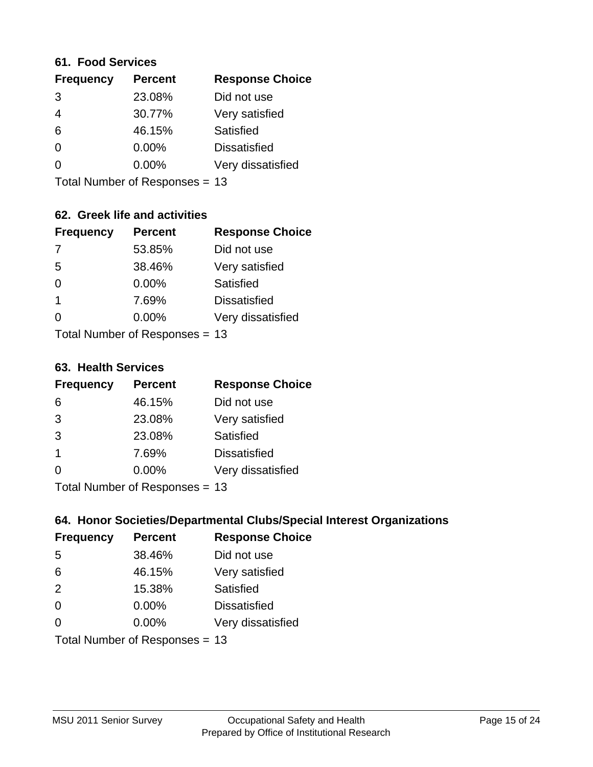### 61. Food Services

| Frequency | Percent | Response Choice |
| --- | --- | --- |
| 3 | 23.08% | Did not use |
| 4 | 30.77% | Very satisfied |
| 6 | 46.15% | Satisfied |
| 0 | 0.00% | Dissatisfied |
| 0 | 0.00% | Very dissatisfied |

Total Number of Responses = 13

### 62. Greek life and activities

| Frequency | Percent | Response Choice |
| --- | --- | --- |
| 7 | 53.85% | Did not use |
| 5 | 38.46% | Very satisfied |
| 0 | 0.00% | Satisfied |
| 1 | 7.69% | Dissatisfied |
| 0 | 0.00% | Very dissatisfied |

Total Number of Responses = 13

### 63. Health Services

| Frequency | Percent | Response Choice |
| --- | --- | --- |
| 6 | 46.15% | Did not use |
| 3 | 23.08% | Very satisfied |
| 3 | 23.08% | Satisfied |
| 1 | 7.69% | Dissatisfied |
| 0 | 0.00% | Very dissatisfied |

Total Number of Responses = 13

### 64. Honor Societies/Departmental Clubs/Special Interest Organizations

| Frequency | Percent | Response Choice |
| --- | --- | --- |
| 5 | 38.46% | Did not use |
| 6 | 46.15% | Very satisfied |
| 2 | 15.38% | Satisfied |
| 0 | 0.00% | Dissatisfied |
| 0 | 0.00% | Very dissatisfied |

Total Number of Responses = 13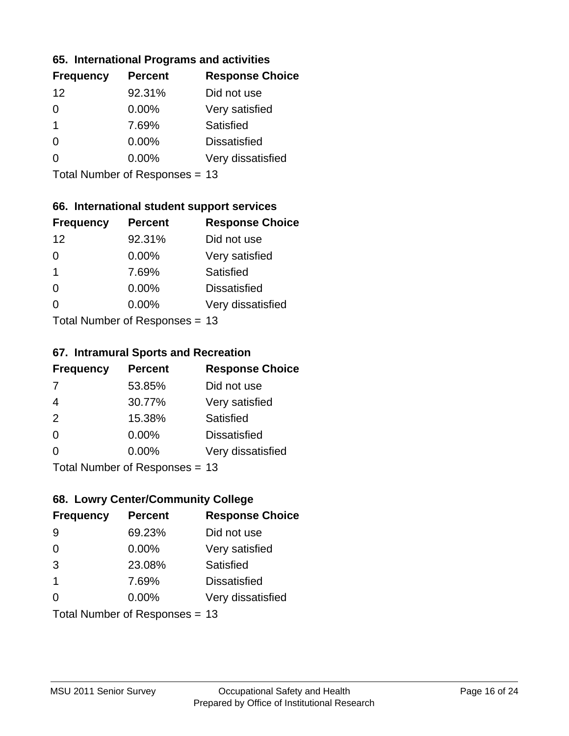### 65. International Programs and activities

| Frequency | Percent | Response Choice |
|---|---|---|
| 12 | 92.31% | Did not use |
| 0 | 0.00% | Very satisfied |
| 1 | 7.69% | Satisfied |
| 0 | 0.00% | Dissatisfied |
| 0 | 0.00% | Very dissatisfied |

Total Number of Responses = 13

### 66. International student support services

| Frequency | Percent | Response Choice |
|---|---|---|
| 12 | 92.31% | Did not use |
| 0 | 0.00% | Very satisfied |
| 1 | 7.69% | Satisfied |
| 0 | 0.00% | Dissatisfied |
| 0 | 0.00% | Very dissatisfied |

Total Number of Responses = 13

### 67. Intramural Sports and Recreation

| Frequency | Percent | Response Choice |
|---|---|---|
| 7 | 53.85% | Did not use |
| 4 | 30.77% | Very satisfied |
| 2 | 15.38% | Satisfied |
| 0 | 0.00% | Dissatisfied |
| 0 | 0.00% | Very dissatisfied |

Total Number of Responses = 13

### 68. Lowry Center/Community College

| Frequency | Percent | Response Choice |
|---|---|---|
| 9 | 69.23% | Did not use |
| 0 | 0.00% | Very satisfied |
| 3 | 23.08% | Satisfied |
| 1 | 7.69% | Dissatisfied |
| 0 | 0.00% | Very dissatisfied |

Total Number of Responses = 13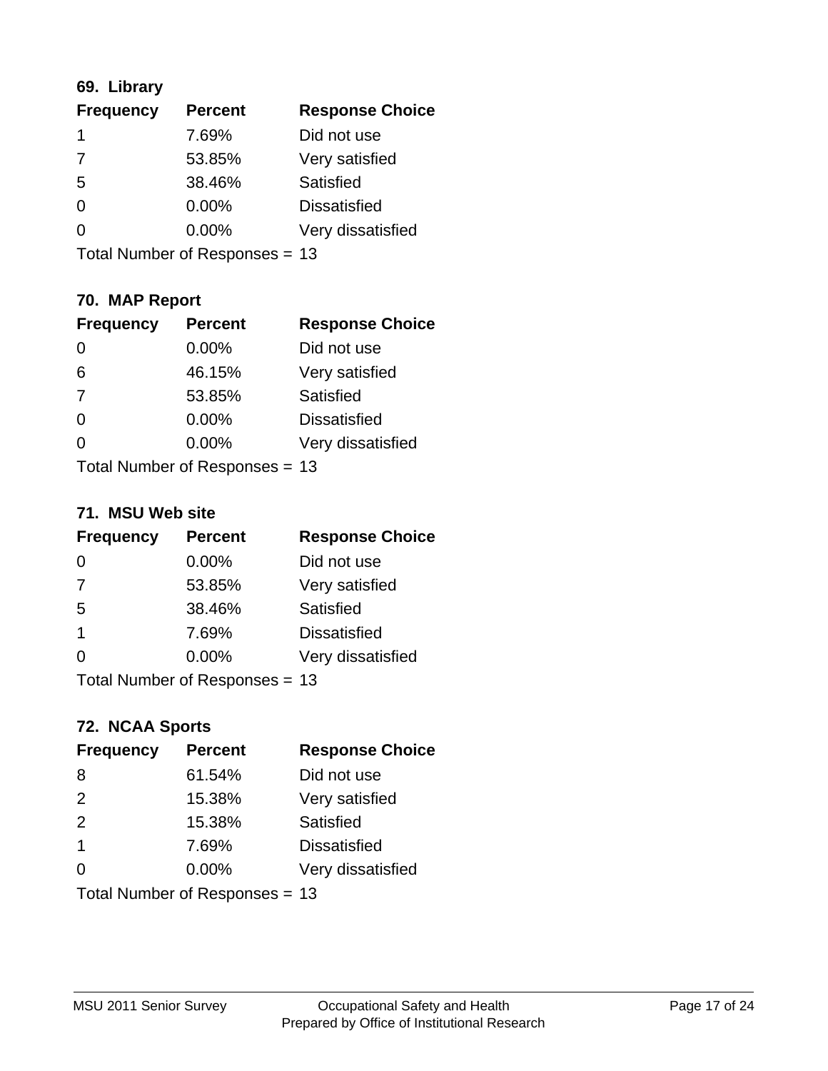### 69. Library

| Frequency | Percent | Response Choice |
|---|---|---|
| 1 | 7.69% | Did not use |
| 7 | 53.85% | Very satisfied |
| 5 | 38.46% | Satisfied |
| 0 | 0.00% | Dissatisfied |
| 0 | 0.00% | Very dissatisfied |

Total Number of Responses = 13

### 70. MAP Report

| Frequency | Percent | Response Choice |
|---|---|---|
| 0 | 0.00% | Did not use |
| 6 | 46.15% | Very satisfied |
| 7 | 53.85% | Satisfied |
| 0 | 0.00% | Dissatisfied |
| 0 | 0.00% | Very dissatisfied |

Total Number of Responses = 13

### 71. MSU Web site

| Frequency | Percent | Response Choice |
|---|---|---|
| 0 | 0.00% | Did not use |
| 7 | 53.85% | Very satisfied |
| 5 | 38.46% | Satisfied |
| 1 | 7.69% | Dissatisfied |
| 0 | 0.00% | Very dissatisfied |

Total Number of Responses = 13

### 72. NCAA Sports

| Frequency | Percent | Response Choice |
|---|---|---|
| 8 | 61.54% | Did not use |
| 2 | 15.38% | Very satisfied |
| 2 | 15.38% | Satisfied |
| 1 | 7.69% | Dissatisfied |
| 0 | 0.00% | Very dissatisfied |

Total Number of Responses = 13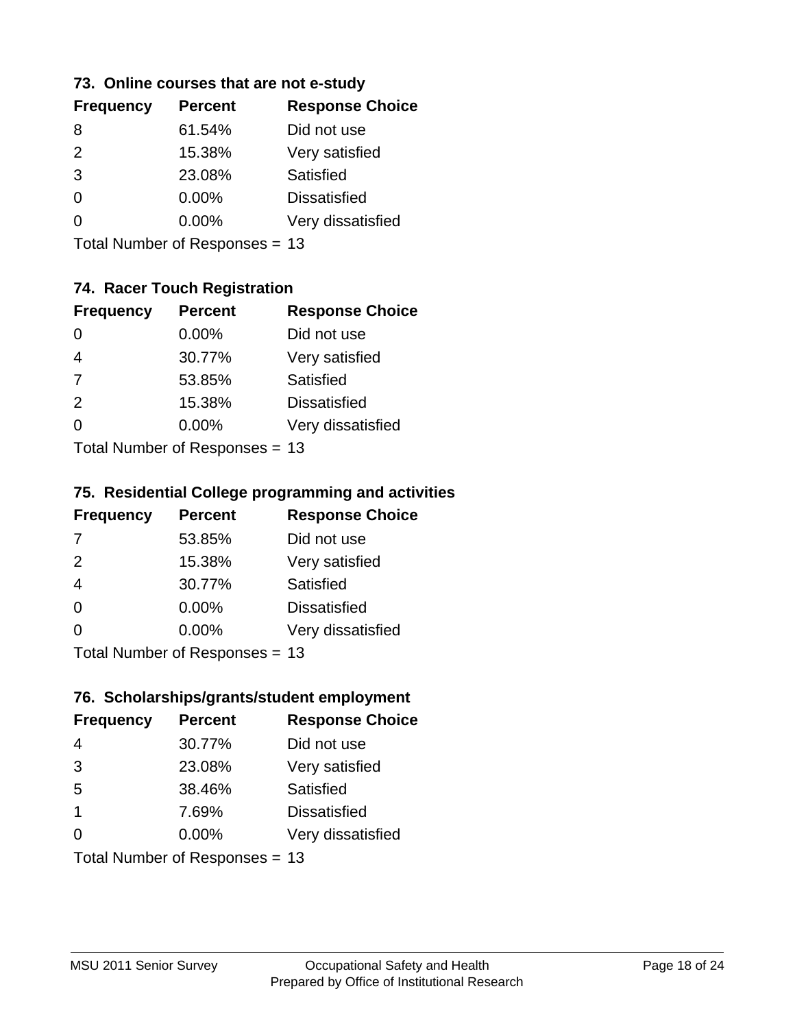### 73. Online courses that are not e-study

| Frequency | Percent | Response Choice |
|---|---|---|
| 8 | 61.54% | Did not use |
| 2 | 15.38% | Very satisfied |
| 3 | 23.08% | Satisfied |
| 0 | 0.00% | Dissatisfied |
| 0 | 0.00% | Very dissatisfied |

Total Number of Responses = 13

### 74. Racer Touch Registration

| Frequency | Percent | Response Choice |
|---|---|---|
| 0 | 0.00% | Did not use |
| 4 | 30.77% | Very satisfied |
| 7 | 53.85% | Satisfied |
| 2 | 15.38% | Dissatisfied |
| 0 | 0.00% | Very dissatisfied |

Total Number of Responses = 13

### 75. Residential College programming and activities

| Frequency | Percent | Response Choice |
|---|---|---|
| 7 | 53.85% | Did not use |
| 2 | 15.38% | Very satisfied |
| 4 | 30.77% | Satisfied |
| 0 | 0.00% | Dissatisfied |
| 0 | 0.00% | Very dissatisfied |

Total Number of Responses = 13

### 76. Scholarships/grants/student employment

| Frequency | Percent | Response Choice |
|---|---|---|
| 4 | 30.77% | Did not use |
| 3 | 23.08% | Very satisfied |
| 5 | 38.46% | Satisfied |
| 1 | 7.69% | Dissatisfied |
| 0 | 0.00% | Very dissatisfied |

Total Number of Responses = 13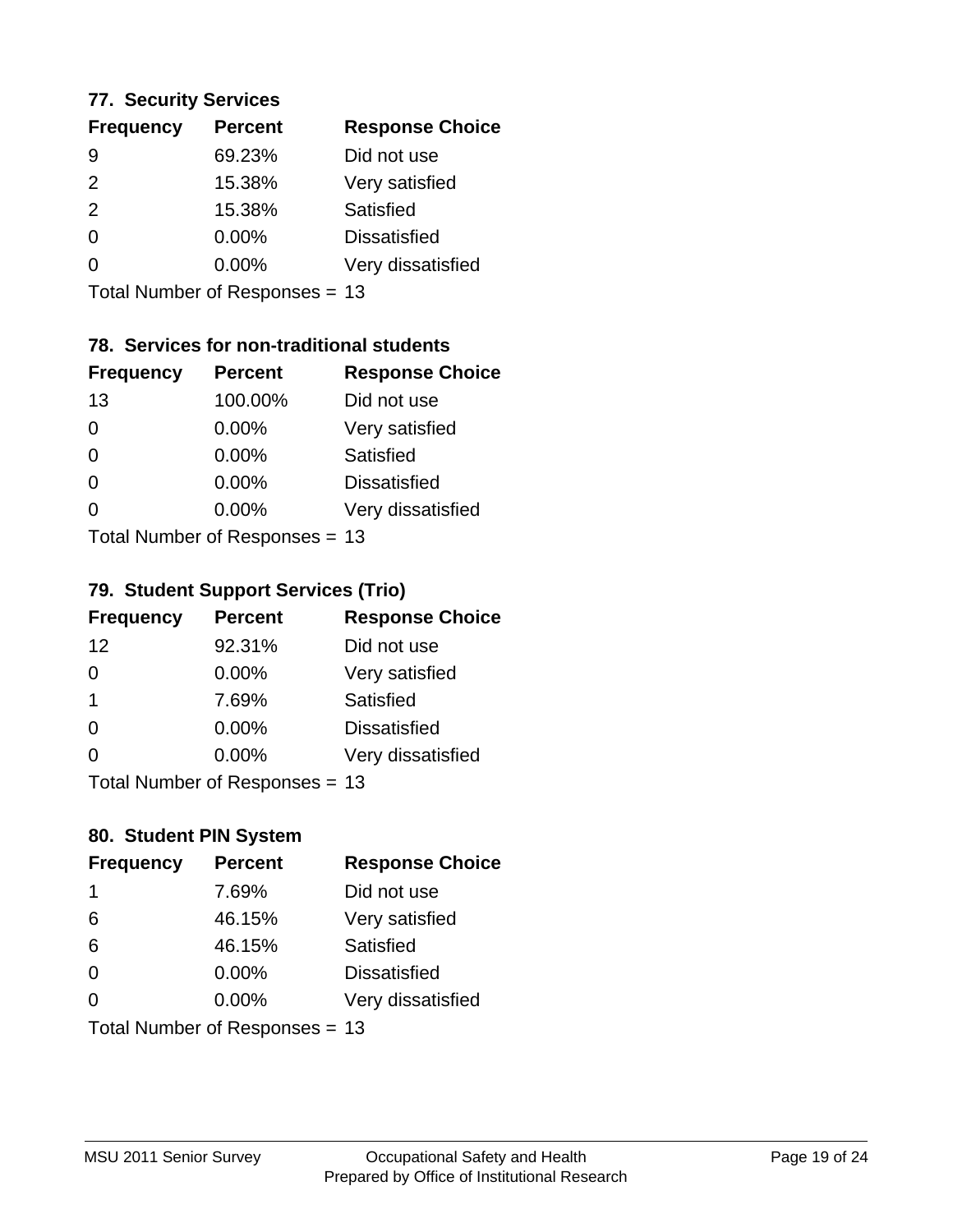### 77. Security Services

| Frequency | Percent | Response Choice |
|---|---|---|
| 9 | 69.23% | Did not use |
| 2 | 15.38% | Very satisfied |
| 2 | 15.38% | Satisfied |
| 0 | 0.00% | Dissatisfied |
| 0 | 0.00% | Very dissatisfied |

Total Number of Responses = 13

### 78. Services for non-traditional students

| Frequency | Percent | Response Choice |
|---|---|---|
| 13 | 100.00% | Did not use |
| 0 | 0.00% | Very satisfied |
| 0 | 0.00% | Satisfied |
| 0 | 0.00% | Dissatisfied |
| 0 | 0.00% | Very dissatisfied |

Total Number of Responses = 13

### 79. Student Support Services (Trio)

| Frequency | Percent | Response Choice |
|---|---|---|
| 12 | 92.31% | Did not use |
| 0 | 0.00% | Very satisfied |
| 1 | 7.69% | Satisfied |
| 0 | 0.00% | Dissatisfied |
| 0 | 0.00% | Very dissatisfied |

Total Number of Responses = 13

### 80. Student PIN System

| Frequency | Percent | Response Choice |
|---|---|---|
| 1 | 7.69% | Did not use |
| 6 | 46.15% | Very satisfied |
| 6 | 46.15% | Satisfied |
| 0 | 0.00% | Dissatisfied |
| 0 | 0.00% | Very dissatisfied |

Total Number of Responses = 13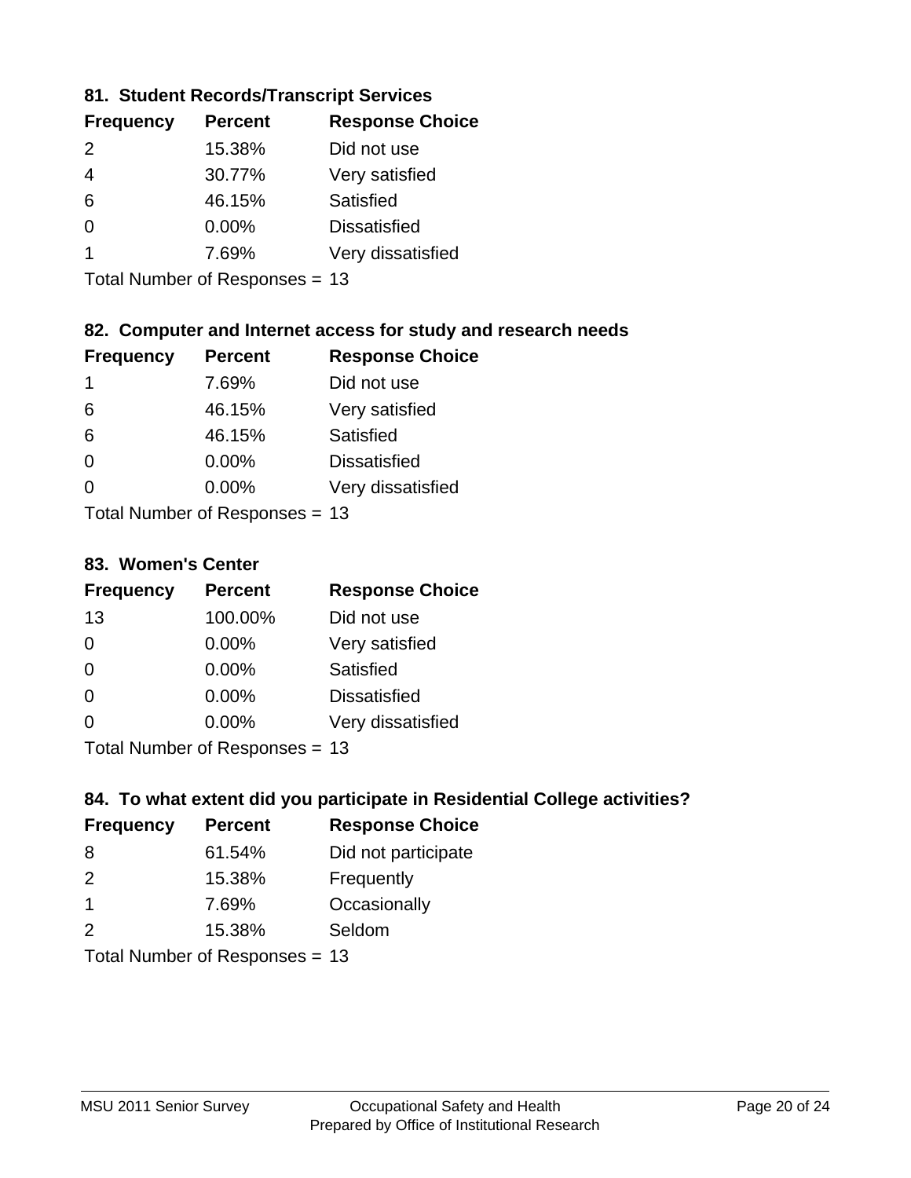### 81. Student Records/Transcript Services

| Frequency | Percent | Response Choice |
| --- | --- | --- |
| 2 | 15.38% | Did not use |
| 4 | 30.77% | Very satisfied |
| 6 | 46.15% | Satisfied |
| 0 | 0.00% | Dissatisfied |
| 1 | 7.69% | Very dissatisfied |

Total Number of Responses = 13

### 82. Computer and Internet access for study and research needs

| Frequency | Percent | Response Choice |
| --- | --- | --- |
| 1 | 7.69% | Did not use |
| 6 | 46.15% | Very satisfied |
| 6 | 46.15% | Satisfied |
| 0 | 0.00% | Dissatisfied |
| 0 | 0.00% | Very dissatisfied |

Total Number of Responses = 13

### 83. Women's Center

| Frequency | Percent | Response Choice |
| --- | --- | --- |
| 13 | 100.00% | Did not use |
| 0 | 0.00% | Very satisfied |
| 0 | 0.00% | Satisfied |
| 0 | 0.00% | Dissatisfied |
| 0 | 0.00% | Very dissatisfied |

Total Number of Responses = 13

### 84. To what extent did you participate in Residential College activities?

| Frequency | Percent | Response Choice |
| --- | --- | --- |
| 8 | 61.54% | Did not participate |
| 2 | 15.38% | Frequently |
| 1 | 7.69% | Occasionally |
| 2 | 15.38% | Seldom |

Total Number of Responses = 13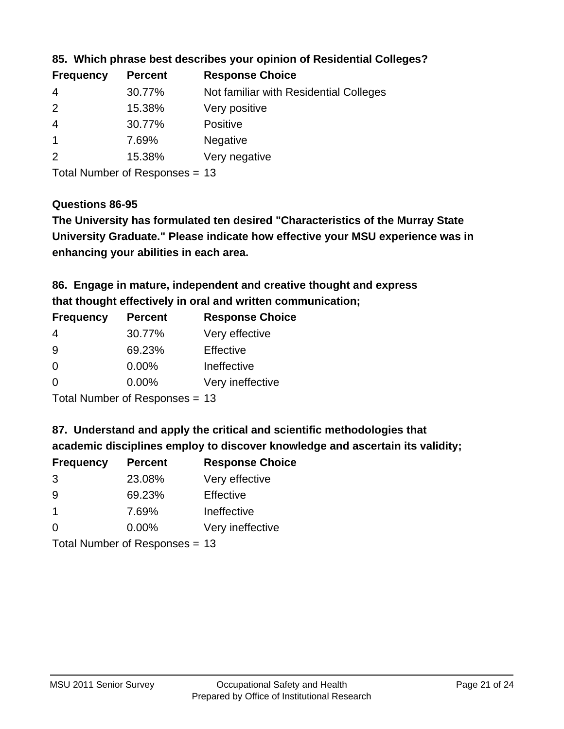**85. Which phrase best describes your opinion of Residential Colleges?**

| Frequency | Percent | Response Choice |
|---|---|---|
| 4 | 30.77% | Not familiar with Residential Colleges |
| 2 | 15.38% | Very positive |
| 4 | 30.77% | Positive |
| 1 | 7.69% | Negative |
| 2 | 15.38% | Very negative |

Total Number of Responses = 13

**Questions 86-95**

**The University has formulated ten desired "Characteristics of the Murray State University Graduate." Please indicate how effective your MSU experience was in enhancing your abilities in each area.**

**86. Engage in mature, independent and creative thought and express that thought effectively in oral and written communication;**

| Frequency | Percent | Response Choice |
|---|---|---|
| 4 | 30.77% | Very effective |
| 9 | 69.23% | Effective |
| 0 | 0.00% | Ineffective |
| 0 | 0.00% | Very ineffective |

Total Number of Responses = 13

**87. Understand and apply the critical and scientific methodologies that academic disciplines employ to discover knowledge and ascertain its validity;**

| Frequency | Percent | Response Choice |
|---|---|---|
| 3 | 23.08% | Very effective |
| 9 | 69.23% | Effective |
| 1 | 7.69% | Ineffective |
| 0 | 0.00% | Very ineffective |

Total Number of Responses = 13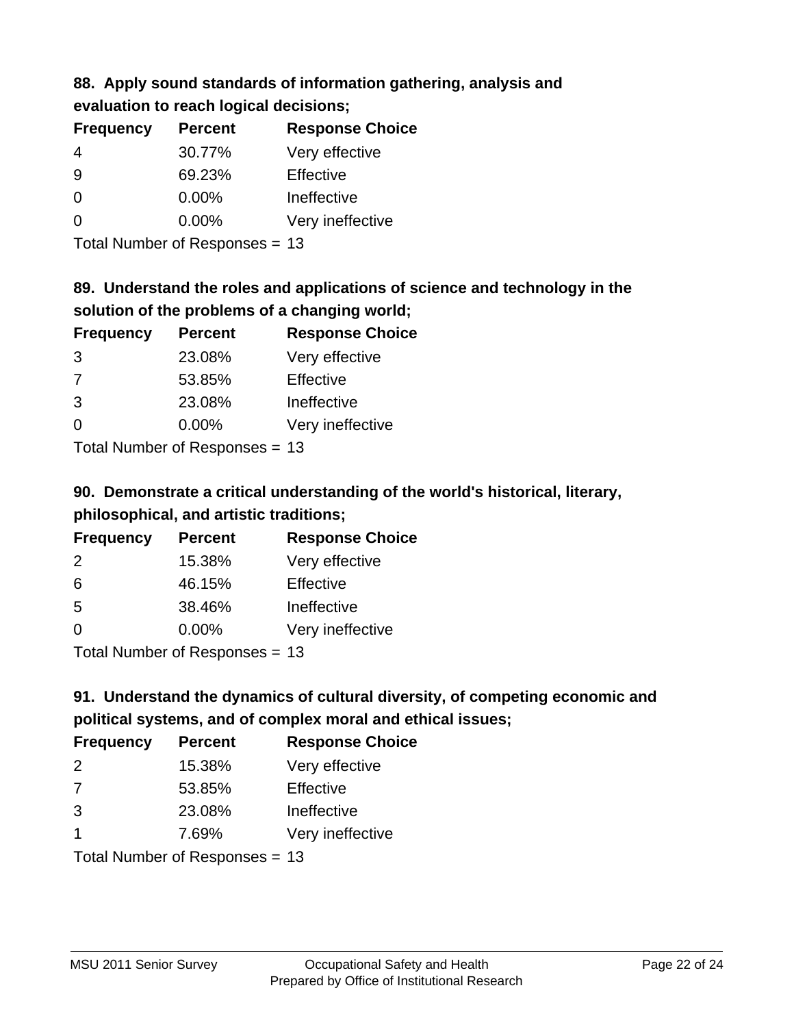### 88. Apply sound standards of information gathering, analysis and evaluation to reach logical decisions;

| Frequency | Percent | Response Choice |
|---|---|---|
| 4 | 30.77% | Very effective |
| 9 | 69.23% | Effective |
| 0 | 0.00% | Ineffective |
| 0 | 0.00% | Very ineffective |

Total Number of Responses = 13

### 89. Understand the roles and applications of science and technology in the solution of the problems of a changing world;

| Frequency | Percent | Response Choice |
|---|---|---|
| 3 | 23.08% | Very effective |
| 7 | 53.85% | Effective |
| 3 | 23.08% | Ineffective |
| 0 | 0.00% | Very ineffective |

Total Number of Responses = 13

### 90. Demonstrate a critical understanding of the world's historical, literary, philosophical, and artistic traditions;

| Frequency | Percent | Response Choice |
|---|---|---|
| 2 | 15.38% | Very effective |
| 6 | 46.15% | Effective |
| 5 | 38.46% | Ineffective |
| 0 | 0.00% | Very ineffective |

Total Number of Responses = 13

### 91. Understand the dynamics of cultural diversity, of competing economic and political systems, and of complex moral and ethical issues;

| Frequency | Percent | Response Choice |
|---|---|---|
| 2 | 15.38% | Very effective |
| 7 | 53.85% | Effective |
| 3 | 23.08% | Ineffective |
| 1 | 7.69% | Very ineffective |

Total Number of Responses = 13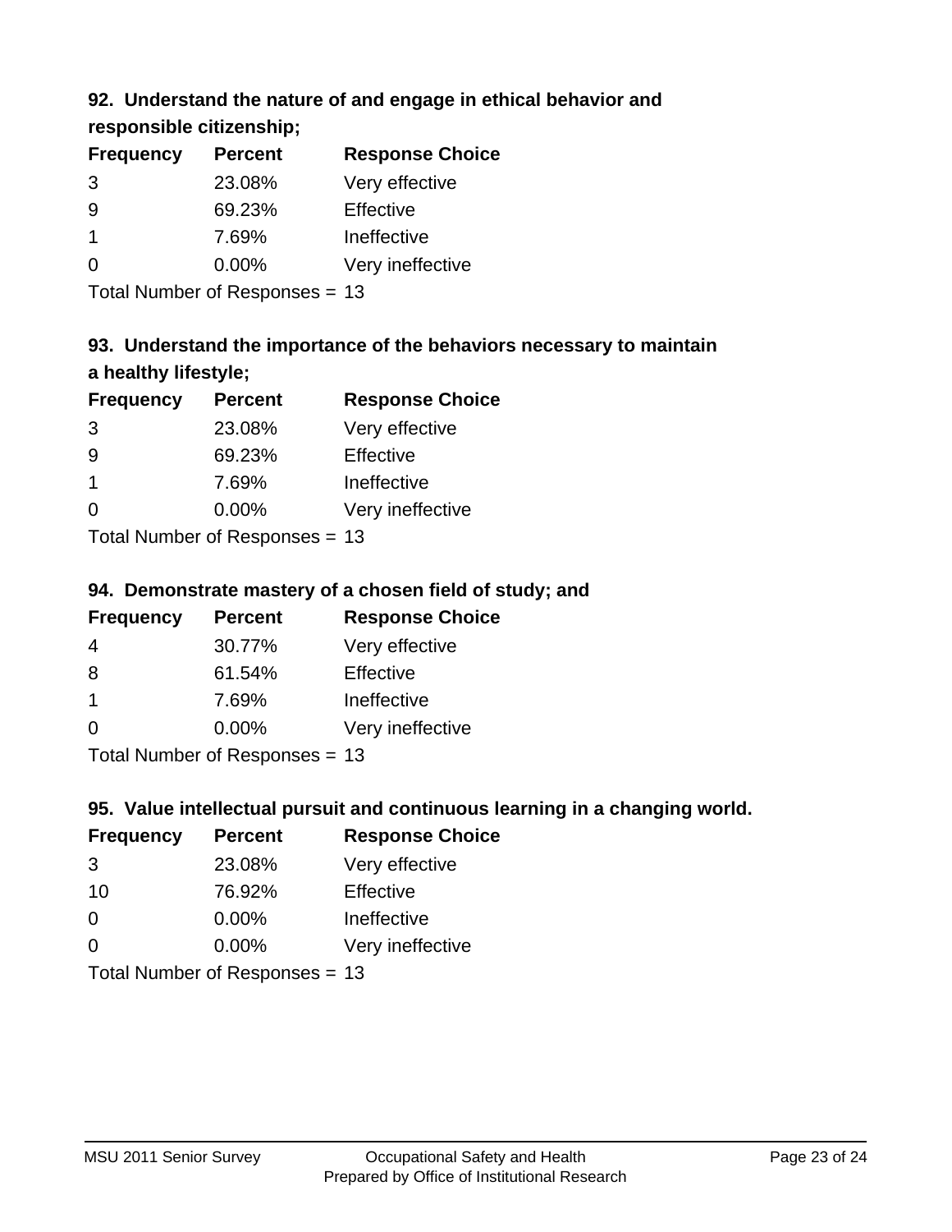### 92. Understand the nature of and engage in ethical behavior and responsible citizenship;

| Frequency | Percent | Response Choice |
|---|---|---|
| 3 | 23.08% | Very effective |
| 9 | 69.23% | Effective |
| 1 | 7.69% | Ineffective |
| 0 | 0.00% | Very ineffective |

Total Number of Responses = 13

### 93. Understand the importance of the behaviors necessary to maintain a healthy lifestyle;

| Frequency | Percent | Response Choice |
|---|---|---|
| 3 | 23.08% | Very effective |
| 9 | 69.23% | Effective |
| 1 | 7.69% | Ineffective |
| 0 | 0.00% | Very ineffective |

Total Number of Responses = 13

### 94. Demonstrate mastery of a chosen field of study; and

| Frequency | Percent | Response Choice |
|---|---|---|
| 4 | 30.77% | Very effective |
| 8 | 61.54% | Effective |
| 1 | 7.69% | Ineffective |
| 0 | 0.00% | Very ineffective |

Total Number of Responses = 13

### 95. Value intellectual pursuit and continuous learning in a changing world.

| Frequency | Percent | Response Choice |
|---|---|---|
| 3 | 23.08% | Very effective |
| 10 | 76.92% | Effective |
| 0 | 0.00% | Ineffective |
| 0 | 0.00% | Very ineffective |

Total Number of Responses = 13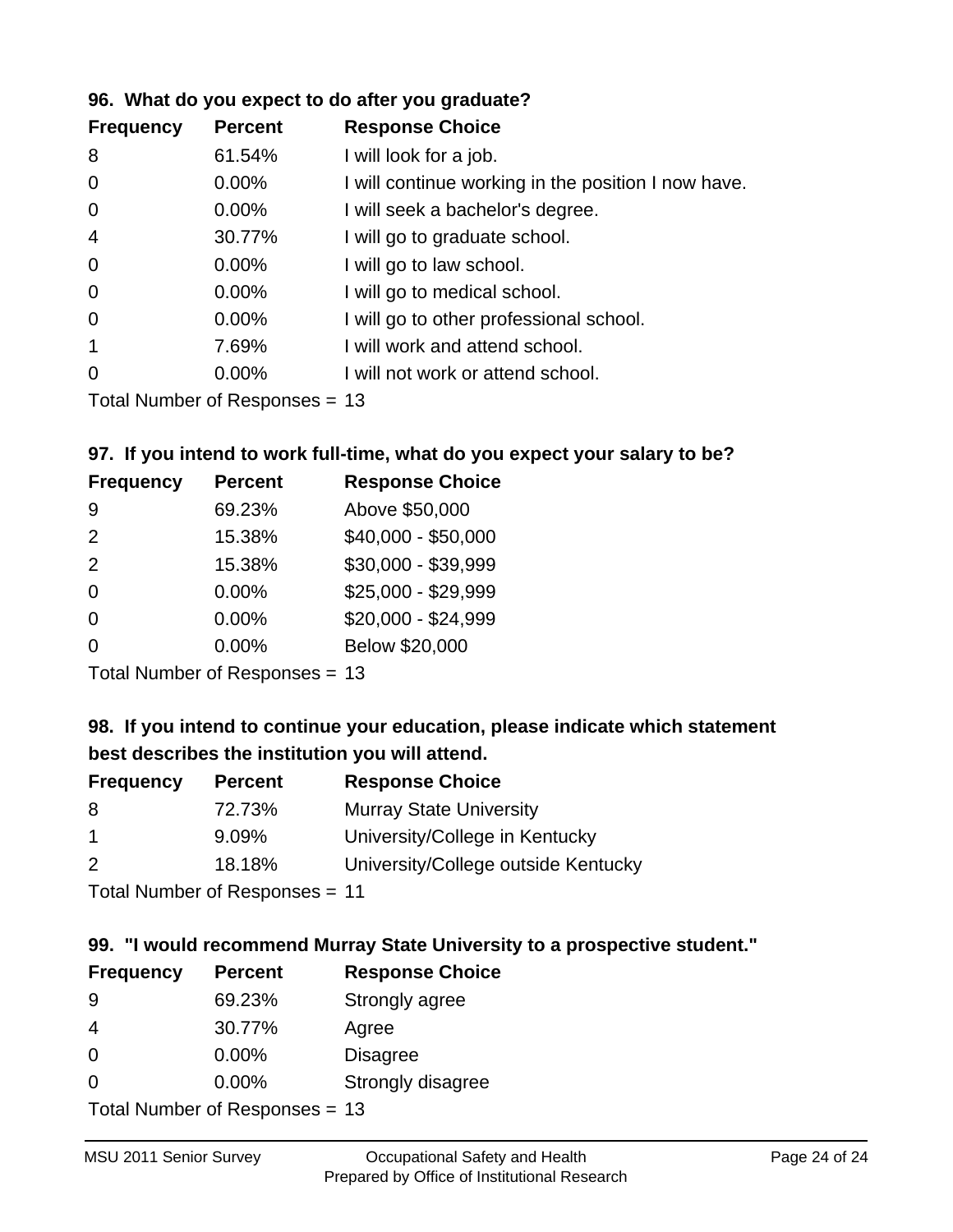### 96. What do you expect to do after you graduate?

| Frequency | Percent | Response Choice |
|---|---|---|
| 8 | 61.54% | I will look for a job. |
| 0 | 0.00% | I will continue working in the position I now have. |
| 0 | 0.00% | I will seek a bachelor's degree. |
| 4 | 30.77% | I will go to graduate school. |
| 0 | 0.00% | I will go to law school. |
| 0 | 0.00% | I will go to medical school. |
| 0 | 0.00% | I will go to other professional school. |
| 1 | 7.69% | I will work and attend school. |
| 0 | 0.00% | I will not work or attend school. |

Total Number of Responses = 13

### 97. If you intend to work full-time, what do you expect your salary to be?

| Frequency | Percent | Response Choice |
|---|---|---|
| 9 | 69.23% | Above $50,000 |
| 2 | 15.38% | $40,000 - $50,000 |
| 2 | 15.38% | $30,000 - $39,999 |
| 0 | 0.00% | $25,000 - $29,999 |
| 0 | 0.00% | $20,000 - $24,999 |
| 0 | 0.00% | Below $20,000 |

Total Number of Responses = 13

### 98. If you intend to continue your education, please indicate which statement best describes the institution you will attend.

| Frequency | Percent | Response Choice |
|---|---|---|
| 8 | 72.73% | Murray State University |
| 1 | 9.09% | University/College in Kentucky |
| 2 | 18.18% | University/College outside Kentucky |

Total Number of Responses = 11

### 99. "I would recommend Murray State University to a prospective student."

| Frequency | Percent | Response Choice |
|---|---|---|
| 9 | 69.23% | Strongly agree |
| 4 | 30.77% | Agree |
| 0 | 0.00% | Disagree |
| 0 | 0.00% | Strongly disagree |

Total Number of Responses = 13